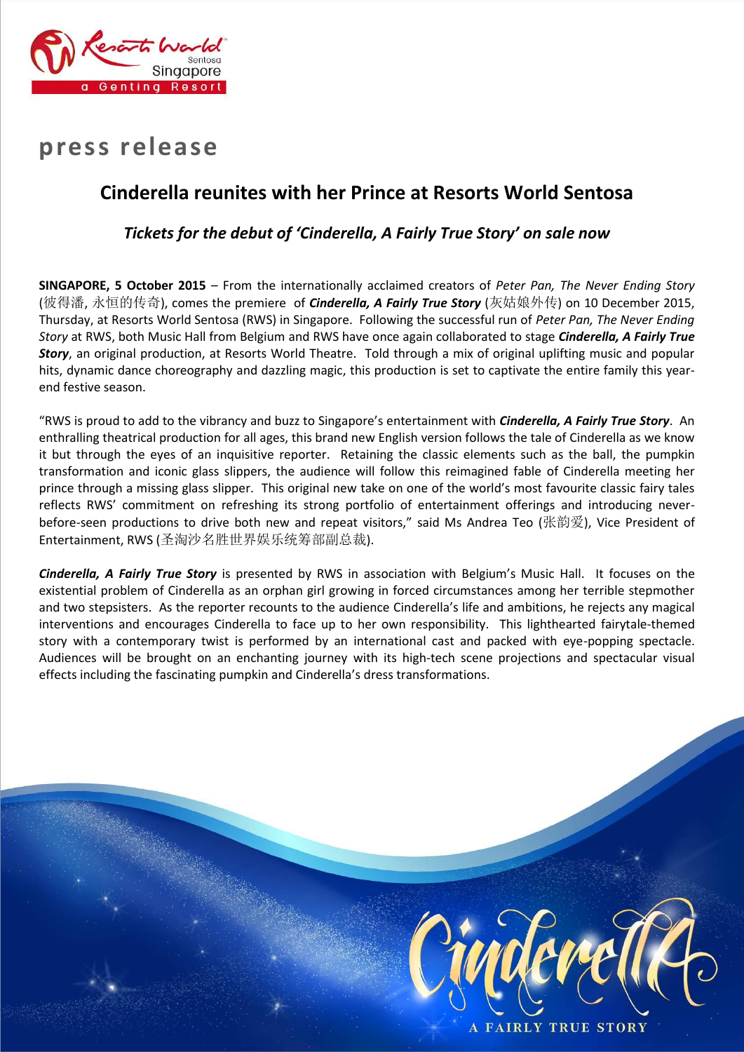# press release

## Cinderella reunites with her Prince at Resorts World Sentosa

### *Tickets for the debut of 'Cinderella, A Fairly True Story' on sale now*

**SINGAPORE, 5 October 2015** – From the internationally acclaimed creators of *Peter Pan, The Never Ending Story* (彼得潘, 永恒的传奇), comes the premiere of ***Cinderella, A Fairly True Story*** (灰姑娘外传) on 10 December 2015, Thursday, at Resorts World Sentosa (RWS) in Singapore. Following the successful run of *Peter Pan, The Never Ending Story* at RWS, both Music Hall from Belgium and RWS have once again collaborated to stage ***Cinderella, A Fairly True Story***, an original production, at Resorts World Theatre. Told through a mix of original uplifting music and popular hits, dynamic dance choreography and dazzling magic, this production is set to captivate the entire family this year-end festive season.

"RWS is proud to add to the vibrancy and buzz to Singapore's entertainment with ***Cinderella, A Fairly True Story***. An enthralling theatrical production for all ages, this brand new English version follows the tale of Cinderella as we know it but through the eyes of an inquisitive reporter. Retaining the classic elements such as the ball, the pumpkin transformation and iconic glass slippers, the audience will follow this reimagined fable of Cinderella meeting her prince through a missing glass slipper. This original new take on one of the world's most favourite classic fairy tales reflects RWS' commitment on refreshing its strong portfolio of entertainment offerings and introducing never-before-seen productions to drive both new and repeat visitors," said Ms Andrea Teo (张韵爱), Vice President of Entertainment, RWS (圣淘沙名胜世界娱乐统筹部副总裁).

***Cinderella, A Fairly True Story*** is presented by RWS in association with Belgium's Music Hall. It focuses on the existential problem of Cinderella as an orphan girl growing in forced circumstances among her terrible stepmother and two stepsisters. As the reporter recounts to the audience Cinderella's life and ambitions, he rejects any magical interventions and encourages Cinderella to face up to her own responsibility. This lighthearted fairytale-themed story with a contemporary twist is performed by an international cast and packed with eye-popping spectacle. Audiences will be brought on an enchanting journey with its high-tech scene projections and spectacular visual effects including the fascinating pumpkin and Cinderella's dress transformations.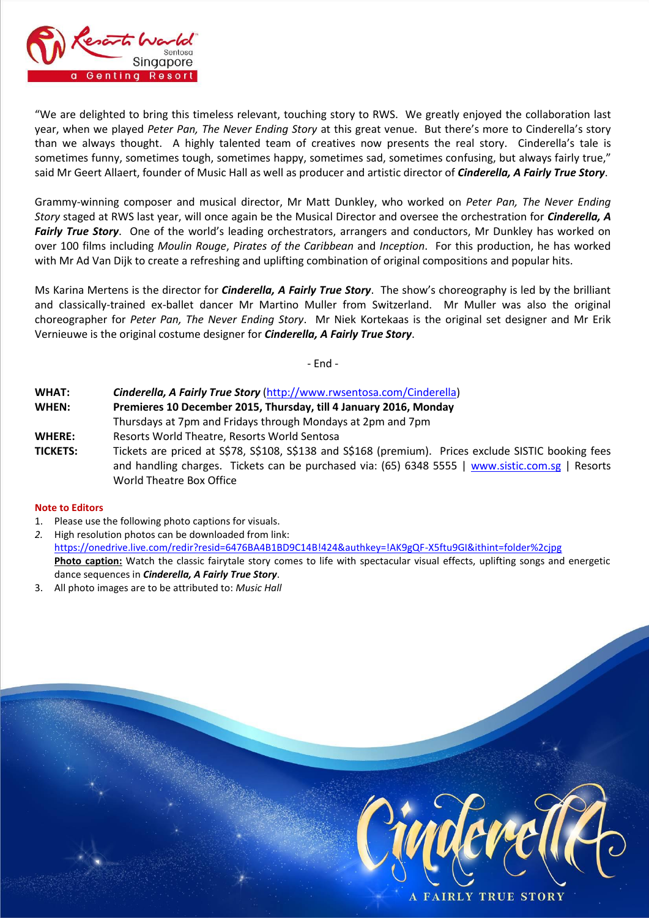"We are delighted to bring this timeless relevant, touching story to RWS. We greatly enjoyed the collaboration last year, when we played *Peter Pan, The Never Ending Story* at this great venue. But there's more to Cinderella's story than we always thought. A highly talented team of creatives now presents the real story. Cinderella's tale is sometimes funny, sometimes tough, sometimes happy, sometimes sad, sometimes confusing, but always fairly true," said Mr Geert Allaert, founder of Music Hall as well as producer and artistic director of ***Cinderella, A Fairly True Story***.

Grammy-winning composer and musical director, Mr Matt Dunkley, who worked on *Peter Pan, The Never Ending Story* staged at RWS last year, will once again be the Musical Director and oversee the orchestration for ***Cinderella, A Fairly True Story***. One of the world's leading orchestrators, arrangers and conductors, Mr Dunkley has worked on over 100 films including *Moulin Rouge*, *Pirates of the Caribbean* and *Inception*. For this production, he has worked with Mr Ad Van Dijk to create a refreshing and uplifting combination of original compositions and popular hits.

Ms Karina Mertens is the director for ***Cinderella, A Fairly True Story***. The show's choreography is led by the brilliant and classically-trained ex-ballet dancer Mr Martino Muller from Switzerland. Mr Muller was also the original choreographer for *Peter Pan, The Never Ending Story*. Mr Niek Kortekaas is the original set designer and Mr Erik Vernieuwe is the original costume designer for ***Cinderella, A Fairly True Story***.

- End -

**WHAT:** ***Cinderella, A Fairly True Story*** (http://www.rwsentosa.com/Cinderella)

**WHEN:** **Premieres 10 December 2015, Thursday, till 4 January 2016, Monday**
Thursdays at 7pm and Fridays through Mondays at 2pm and 7pm

**WHERE:** Resorts World Theatre, Resorts World Sentosa

**TICKETS:** Tickets are priced at S$78, S$108, S$138 and S$168 (premium). Prices exclude SISTIC booking fees and handling charges. Tickets can be purchased via: (65) 6348 5555 | www.sistic.com.sg | Resorts World Theatre Box Office

**Note to Editors**

1. Please use the following photo captions for visuals.
2. High resolution photos can be downloaded from link: https://onedrive.live.com/redir?resid=6476BA4B1BD9C14B!424&authkey=!AK9gQF-X5ftu9GI&ithint=folder%2cjpg
   **Photo caption:** Watch the classic fairytale story comes to life with spectacular visual effects, uplifting songs and energetic dance sequences in ***Cinderella, A Fairly True Story***.
3. All photo images are to be attributed to: *Music Hall*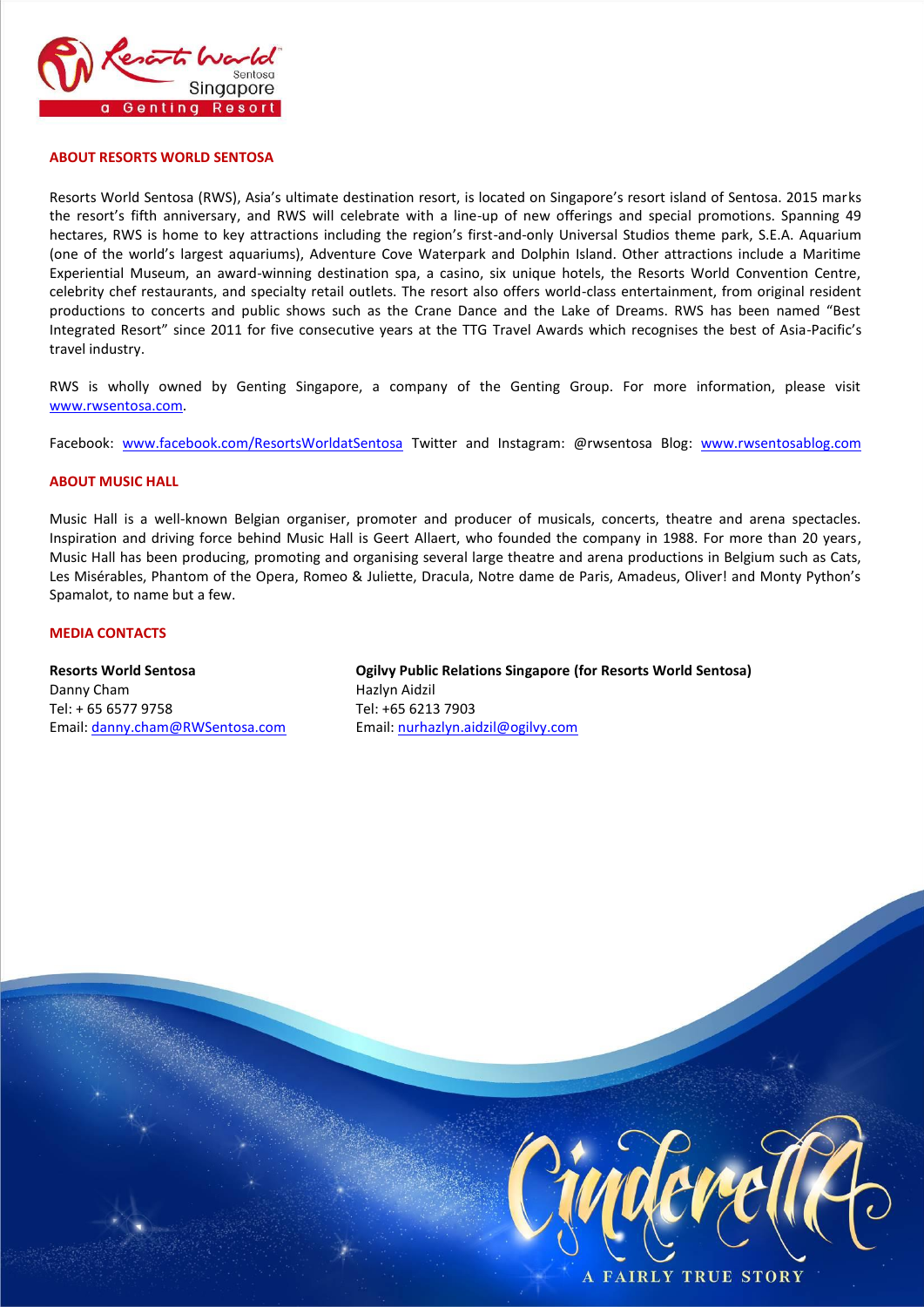## ABOUT RESORTS WORLD SENTOSA

Resorts World Sentosa (RWS), Asia's ultimate destination resort, is located on Singapore's resort island of Sentosa. 2015 marks the resort's fifth anniversary, and RWS will celebrate with a line-up of new offerings and special promotions. Spanning 49 hectares, RWS is home to key attractions including the region's first-and-only Universal Studios theme park, S.E.A. Aquarium (one of the world's largest aquariums), Adventure Cove Waterpark and Dolphin Island. Other attractions include a Maritime Experiential Museum, an award-winning destination spa, a casino, six unique hotels, the Resorts World Convention Centre, celebrity chef restaurants, and specialty retail outlets. The resort also offers world-class entertainment, from original resident productions to concerts and public shows such as the Crane Dance and the Lake of Dreams. RWS has been named "Best Integrated Resort" since 2011 for five consecutive years at the TTG Travel Awards which recognises the best of Asia-Pacific's travel industry.

RWS is wholly owned by Genting Singapore, a company of the Genting Group. For more information, please visit www.rwsentosa.com.

Facebook: www.facebook.com/ResortsWorldatSentosa Twitter and Instagram: @rwsentosa Blog: www.rwsentosablog.com

## ABOUT MUSIC HALL

Music Hall is a well-known Belgian organiser, promoter and producer of musicals, concerts, theatre and arena spectacles. Inspiration and driving force behind Music Hall is Geert Allaert, who founded the company in 1988. For more than 20 years, Music Hall has been producing, promoting and organising several large theatre and arena productions in Belgium such as Cats, Les Misérables, Phantom of the Opera, Romeo & Juliette, Dracula, Notre dame de Paris, Amadeus, Oliver! and Monty Python's Spamalot, to name but a few.

## MEDIA CONTACTS

**Resorts World Sentosa**
Danny Cham
Tel: + 65 6577 9758
Email: danny.cham@RWSentosa.com

**Ogilvy Public Relations Singapore (for Resorts World Sentosa)**
Hazlyn Aidzil
Tel: +65 6213 7903
Email: nurhazlyn.aidzil@ogilvy.com